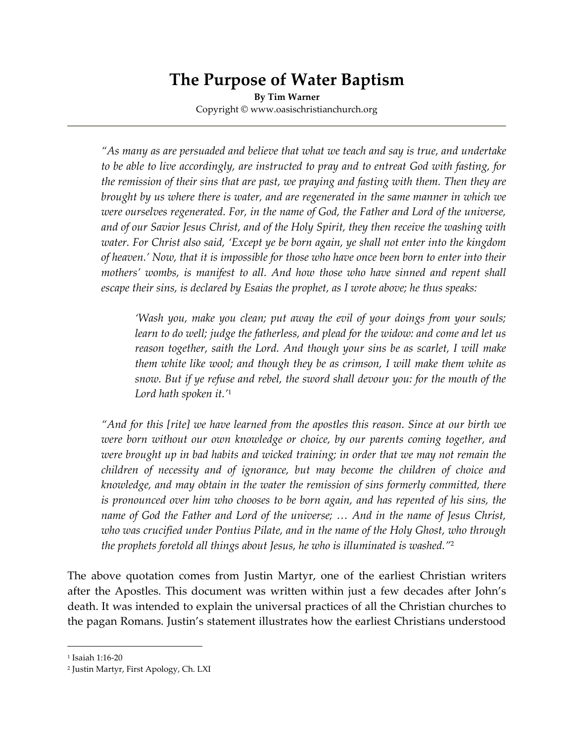# The Purpose of Water Baptism

**By Tim Warner**

Copyright © www.oasischristianchurch.org

---

> *"As many as are persuaded and believe that what we teach and say is true, and undertake to be able to live accordingly, are instructed to pray and to entreat God with fasting, for the remission of their sins that are past, we praying and fasting with them. Then they are brought by us where there is water, and are regenerated in the same manner in which we were ourselves regenerated. For, in the name of God, the Father and Lord of the universe, and of our Savior Jesus Christ, and of the Holy Spirit, they then receive the washing with water. For Christ also said, 'Except ye be born again, ye shall not enter into the kingdom of heaven.' Now, that it is impossible for those who have once been born to enter into their mothers' wombs, is manifest to all. And how those who have sinned and repent shall escape their sins, is declared by Esaias the prophet, as I wrote above; he thus speaks:*
>
> > *'Wash you, make you clean; put away the evil of your doings from your souls; learn to do well; judge the fatherless, and plead for the widow: and come and let us reason together, saith the Lord. And though your sins be as scarlet, I will make them white like wool; and though they be as crimson, I will make them white as snow. But if ye refuse and rebel, the sword shall devour you: for the mouth of the Lord hath spoken it.'*[1]
>
> *"And for this [rite] we have learned from the apostles this reason. Since at our birth we were born without our own knowledge or choice, by our parents coming together, and were brought up in bad habits and wicked training; in order that we may not remain the children of necessity and of ignorance, but may become the children of choice and knowledge, and may obtain in the water the remission of sins formerly committed, there is pronounced over him who chooses to be born again, and has repented of his sins, the name of God the Father and Lord of the universe; … And in the name of Jesus Christ, who was crucified under Pontius Pilate, and in the name of the Holy Ghost, who through the prophets foretold all things about Jesus, he who is illuminated is washed."*[2]

The above quotation comes from Justin Martyr, one of the earliest Christian writers after the Apostles. This document was written within just a few decades after John's death. It was intended to explain the universal practices of all the Christian churches to the pagan Romans. Justin's statement illustrates how the earliest Christians understood

---

[1] Isaiah 1:16-20

[2] Justin Martyr, First Apology, Ch. LXI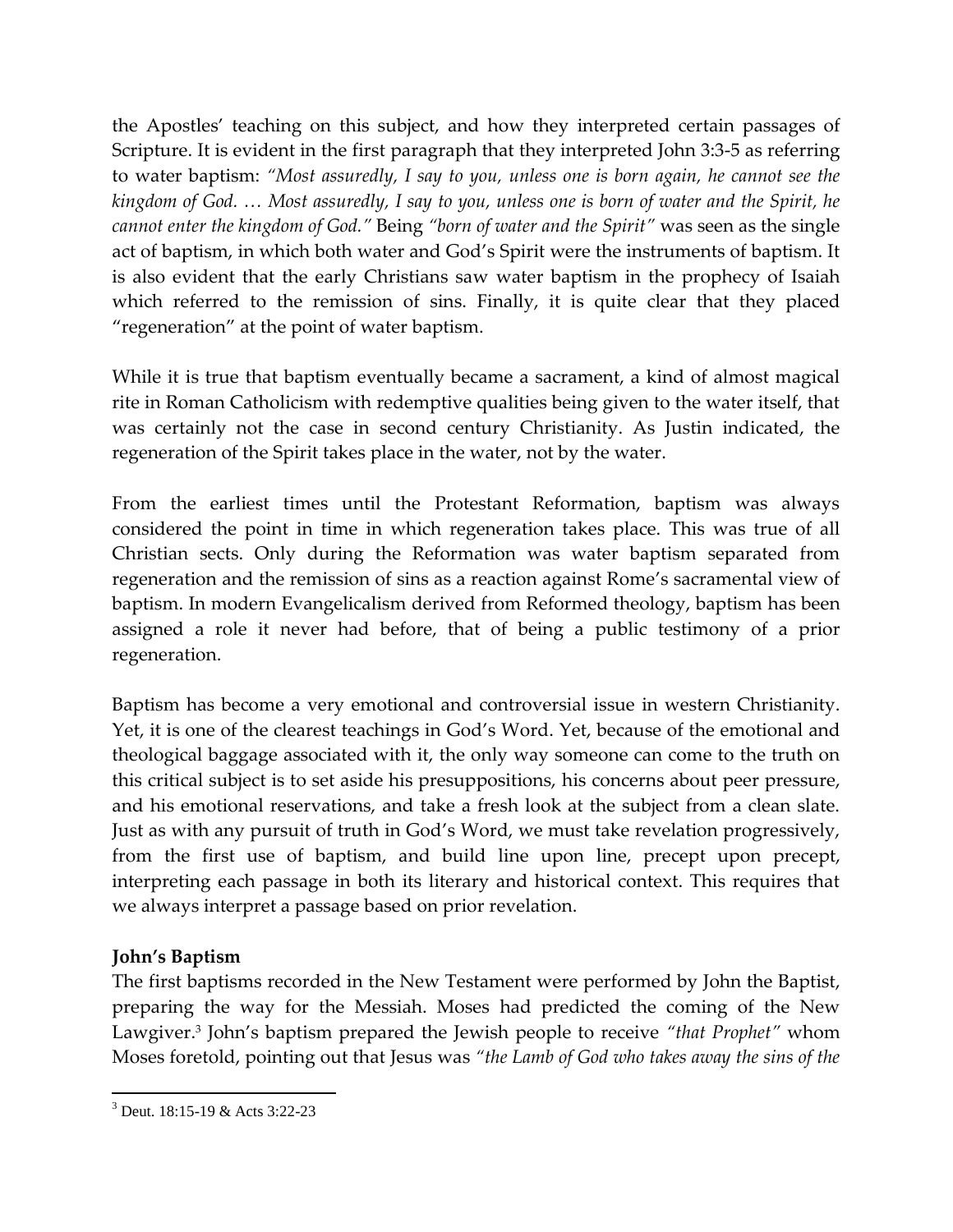the Apostles' teaching on this subject, and how they interpreted certain passages of Scripture. It is evident in the first paragraph that they interpreted John 3:3-5 as referring to water baptism: *"Most assuredly, I say to you, unless one is born again, he cannot see the kingdom of God. … Most assuredly, I say to you, unless one is born of water and the Spirit, he cannot enter the kingdom of God."* Being *"born of water and the Spirit"* was seen as the single act of baptism, in which both water and God's Spirit were the instruments of baptism. It is also evident that the early Christians saw water baptism in the prophecy of Isaiah which referred to the remission of sins. Finally, it is quite clear that they placed "regeneration" at the point of water baptism.

While it is true that baptism eventually became a sacrament, a kind of almost magical rite in Roman Catholicism with redemptive qualities being given to the water itself, that was certainly not the case in second century Christianity. As Justin indicated, the regeneration of the Spirit takes place in the water, not by the water.

From the earliest times until the Protestant Reformation, baptism was always considered the point in time in which regeneration takes place. This was true of all Christian sects. Only during the Reformation was water baptism separated from regeneration and the remission of sins as a reaction against Rome's sacramental view of baptism. In modern Evangelicalism derived from Reformed theology, baptism has been assigned a role it never had before, that of being a public testimony of a prior regeneration.

Baptism has become a very emotional and controversial issue in western Christianity. Yet, it is one of the clearest teachings in God's Word. Yet, because of the emotional and theological baggage associated with it, the only way someone can come to the truth on this critical subject is to set aside his presuppositions, his concerns about peer pressure, and his emotional reservations, and take a fresh look at the subject from a clean slate. Just as with any pursuit of truth in God's Word, we must take revelation progressively, from the first use of baptism, and build line upon line, precept upon precept, interpreting each passage in both its literary and historical context. This requires that we always interpret a passage based on prior revelation.

**John's Baptism**

The first baptisms recorded in the New Testament were performed by John the Baptist, preparing the way for the Messiah. Moses had predicted the coming of the New Lawgiver.[3] John's baptism prepared the Jewish people to receive *"that Prophet"* whom Moses foretold, pointing out that Jesus was *"the Lamb of God who takes away the sins of the*

[3] Deut. 18:15-19 & Acts 3:22-23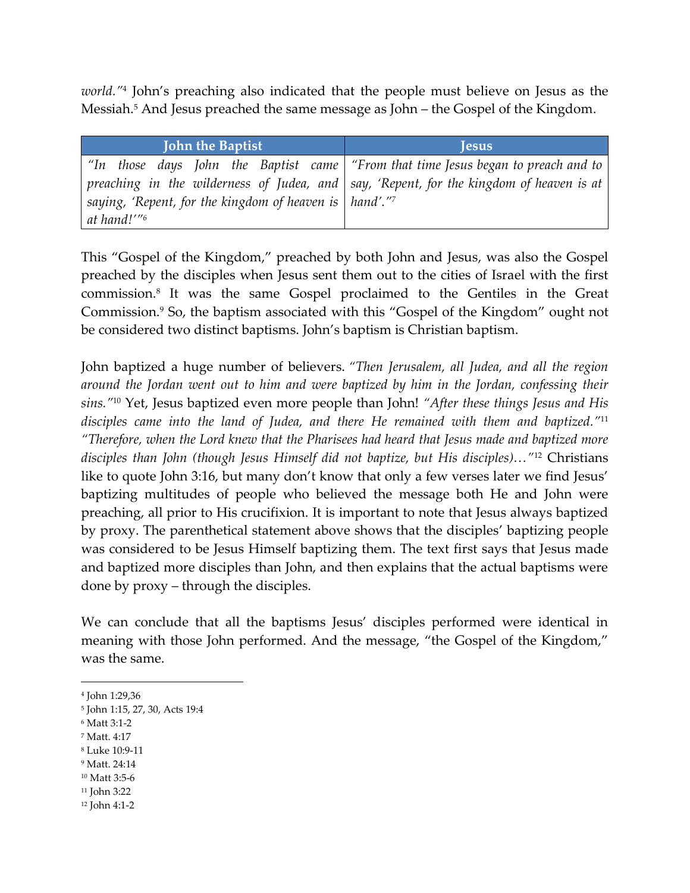*world."*[4] John's preaching also indicated that the people must believe on Jesus as the Messiah.[5] And Jesus preached the same message as John – the Gospel of the Kingdom.

| John the Baptist | Jesus |
|---|---|
| *"In those days John the Baptist came preaching in the wilderness of Judea, and saying, 'Repent, for the kingdom of heaven is at hand!'"*[6] | *"From that time Jesus began to preach and to say, 'Repent, for the kingdom of heaven is at hand'."*[7] |

This "Gospel of the Kingdom," preached by both John and Jesus, was also the Gospel preached by the disciples when Jesus sent them out to the cities of Israel with the first commission.[8] It was the same Gospel proclaimed to the Gentiles in the Great Commission.[9] So, the baptism associated with this "Gospel of the Kingdom" ought not be considered two distinct baptisms. John's baptism is Christian baptism.

John baptized a huge number of believers. *"Then Jerusalem, all Judea, and all the region around the Jordan went out to him and were baptized by him in the Jordan, confessing their sins."*[10] Yet, Jesus baptized even more people than John! *"After these things Jesus and His disciples came into the land of Judea, and there He remained with them and baptized."*[11] *"Therefore, when the Lord knew that the Pharisees had heard that Jesus made and baptized more disciples than John (though Jesus Himself did not baptize, but His disciples)…"*[12] Christians like to quote John 3:16, but many don't know that only a few verses later we find Jesus' baptizing multitudes of people who believed the message both He and John were preaching, all prior to His crucifixion. It is important to note that Jesus always baptized by proxy. The parenthetical statement above shows that the disciples' baptizing people was considered to be Jesus Himself baptizing them. The text first says that Jesus made and baptized more disciples than John, and then explains that the actual baptisms were done by proxy – through the disciples.

We can conclude that all the baptisms Jesus' disciples performed were identical in meaning with those John performed. And the message, "the Gospel of the Kingdom," was the same.

---

[4] John 1:29,36
[5] John 1:15, 27, 30, Acts 19:4
[6] Matt 3:1-2
[7] Matt. 4:17
[8] Luke 10:9-11
[9] Matt. 24:14
[10] Matt 3:5-6
[11] John 3:22
[12] John 4:1-2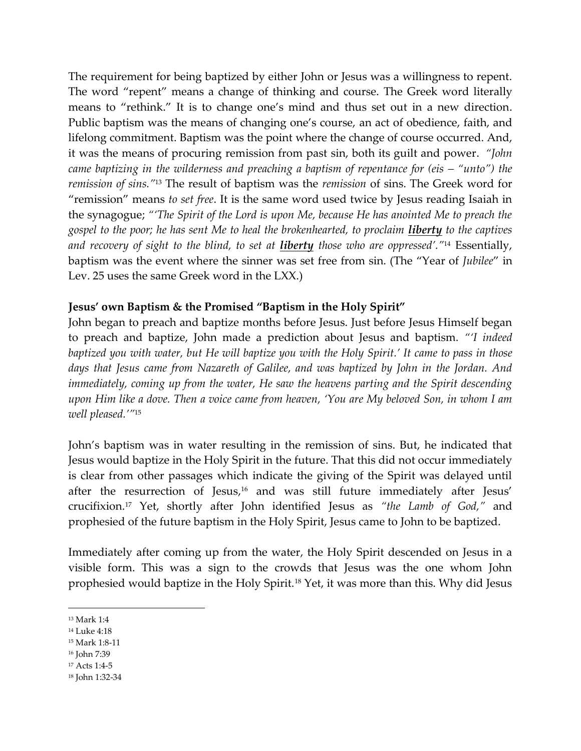The requirement for being baptized by either John or Jesus was a willingness to repent. The word "repent" means a change of thinking and course. The Greek word literally means to "rethink." It is to change one's mind and thus set out in a new direction. Public baptism was the means of changing one's course, an act of obedience, faith, and lifelong commitment. Baptism was the point where the change of course occurred. And, it was the means of procuring remission from past sin, both its guilt and power. *"John came baptizing in the wilderness and preaching a baptism of repentance for (eis – "unto") the remission of sins."*[13] The result of baptism was the *remission* of sins. The Greek word for "remission" means *to set free*. It is the same word used twice by Jesus reading Isaiah in the synagogue; *"'The Spirit of the Lord is upon Me, because He has anointed Me to preach the gospel to the poor; he has sent Me to heal the brokenhearted, to proclaim **liberty** to the captives and recovery of sight to the blind, to set at **liberty** those who are oppressed'."*[14] Essentially, baptism was the event where the sinner was set free from sin. (The "Year of *Jubilee*" in Lev. 25 uses the same Greek word in the LXX.)

**Jesus' own Baptism & the Promised "Baptism in the Holy Spirit"**

John began to preach and baptize months before Jesus. Just before Jesus Himself began to preach and baptize, John made a prediction about Jesus and baptism. *"'I indeed baptized you with water, but He will baptize you with the Holy Spirit.' It came to pass in those days that Jesus came from Nazareth of Galilee, and was baptized by John in the Jordan. And immediately, coming up from the water, He saw the heavens parting and the Spirit descending upon Him like a dove. Then a voice came from heaven, 'You are My beloved Son, in whom I am well pleased.'"*[15]

John's baptism was in water resulting in the remission of sins. But, he indicated that Jesus would baptize in the Holy Spirit in the future. That this did not occur immediately is clear from other passages which indicate the giving of the Spirit was delayed until after the resurrection of Jesus,[16] and was still future immediately after Jesus' crucifixion.[17] Yet, shortly after John identified Jesus as *"the Lamb of God,"* and prophesied of the future baptism in the Holy Spirit, Jesus came to John to be baptized.

Immediately after coming up from the water, the Holy Spirit descended on Jesus in a visible form. This was a sign to the crowds that Jesus was the one whom John prophesied would baptize in the Holy Spirit.[18] Yet, it was more than this. Why did Jesus

---

[13] Mark 1:4
[14] Luke 4:18
[15] Mark 1:8-11
[16] John 7:39
[17] Acts 1:4-5
[18] John 1:32-34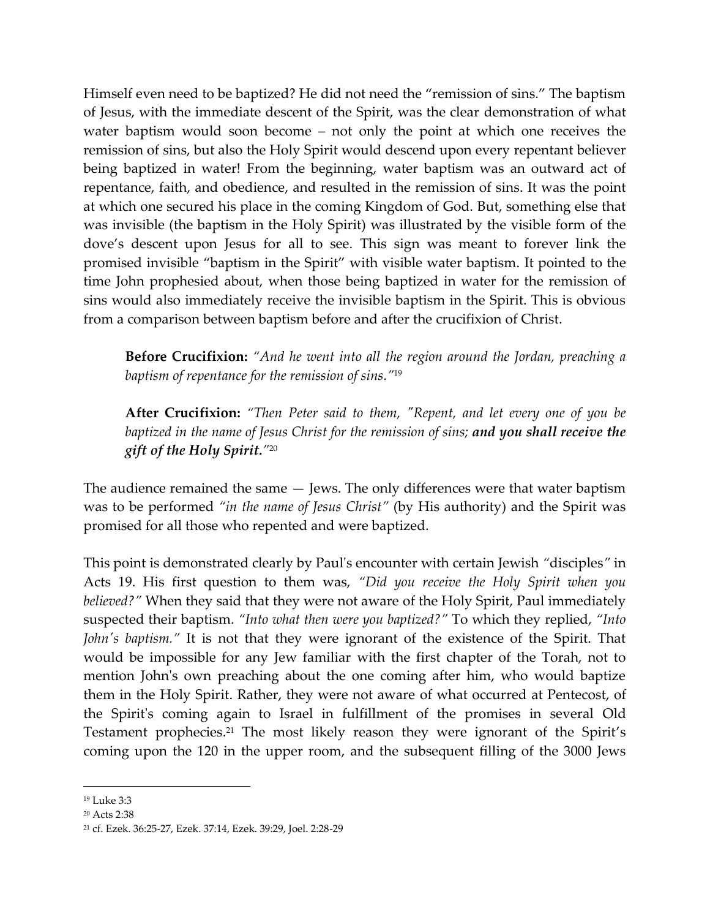Himself even need to be baptized? He did not need the "remission of sins." The baptism of Jesus, with the immediate descent of the Spirit, was the clear demonstration of what water baptism would soon become – not only the point at which one receives the remission of sins, but also the Holy Spirit would descend upon every repentant believer being baptized in water! From the beginning, water baptism was an outward act of repentance, faith, and obedience, and resulted in the remission of sins. It was the point at which one secured his place in the coming Kingdom of God. But, something else that was invisible (the baptism in the Holy Spirit) was illustrated by the visible form of the dove's descent upon Jesus for all to see. This sign was meant to forever link the promised invisible "baptism in the Spirit" with visible water baptism. It pointed to the time John prophesied about, when those being baptized in water for the remission of sins would also immediately receive the invisible baptism in the Spirit. This is obvious from a comparison between baptism before and after the crucifixion of Christ.

> **Before Crucifixion:** *"And he went into all the region around the Jordan, preaching a baptism of repentance for the remission of sins."*[19]
>
> **After Crucifixion:** *"Then Peter said to them, "Repent, and let every one of you be baptized in the name of Jesus Christ for the remission of sins;* ***and you shall receive the gift of the Holy Spirit.***"[20]

The audience remained the same — Jews. The only differences were that water baptism was to be performed *"in the name of Jesus Christ"* (by His authority) and the Spirit was promised for all those who repented and were baptized.

This point is demonstrated clearly by Paul's encounter with certain Jewish *"disciples"* in Acts 19. His first question to them was, *"Did you receive the Holy Spirit when you believed?"* When they said that they were not aware of the Holy Spirit, Paul immediately suspected their baptism. *"Into what then were you baptized?"* To which they replied, *"Into John's baptism."* It is not that they were ignorant of the existence of the Spirit. That would be impossible for any Jew familiar with the first chapter of the Torah, not to mention John's own preaching about the one coming after him, who would baptize them in the Holy Spirit. Rather, they were not aware of what occurred at Pentecost, of the Spirit's coming again to Israel in fulfillment of the promises in several Old Testament prophecies.[21] The most likely reason they were ignorant of the Spirit's coming upon the 120 in the upper room, and the subsequent filling of the 3000 Jews

---

[19] Luke 3:3

[20] Acts 2:38

[21] cf. Ezek. 36:25-27, Ezek. 37:14, Ezek. 39:29, Joel. 2:28-29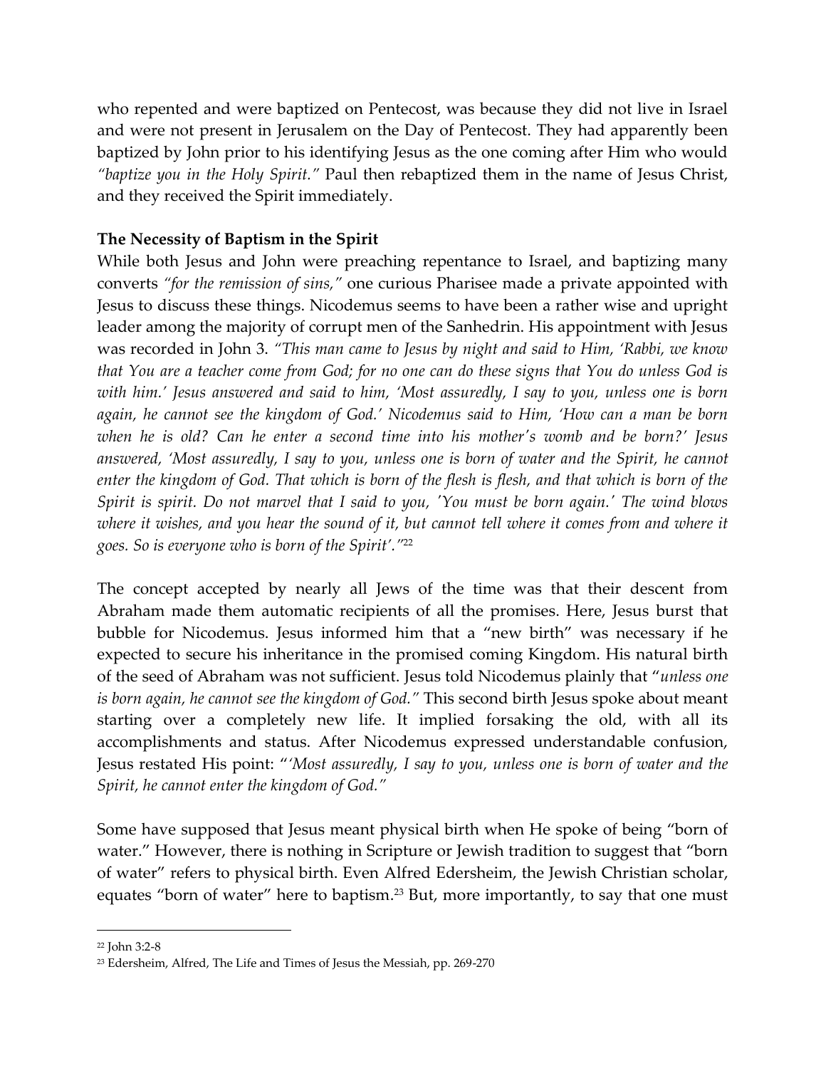who repented and were baptized on Pentecost, was because they did not live in Israel and were not present in Jerusalem on the Day of Pentecost. They had apparently been baptized by John prior to his identifying Jesus as the one coming after Him who would *"baptize you in the Holy Spirit."* Paul then rebaptized them in the name of Jesus Christ, and they received the Spirit immediately.

**The Necessity of Baptism in the Spirit**

While both Jesus and John were preaching repentance to Israel, and baptizing many converts *"for the remission of sins,"* one curious Pharisee made a private appointed with Jesus to discuss these things. Nicodemus seems to have been a rather wise and upright leader among the majority of corrupt men of the Sanhedrin. His appointment with Jesus was recorded in John 3. *"This man came to Jesus by night and said to Him, 'Rabbi, we know that You are a teacher come from God; for no one can do these signs that You do unless God is with him.' Jesus answered and said to him, 'Most assuredly, I say to you, unless one is born again, he cannot see the kingdom of God.' Nicodemus said to Him, 'How can a man be born when he is old? Can he enter a second time into his mother's womb and be born?' Jesus answered, 'Most assuredly, I say to you, unless one is born of water and the Spirit, he cannot enter the kingdom of God. That which is born of the flesh is flesh, and that which is born of the Spirit is spirit. Do not marvel that I said to you, 'You must be born again.' The wind blows where it wishes, and you hear the sound of it, but cannot tell where it comes from and where it goes. So is everyone who is born of the Spirit'."*[22]

The concept accepted by nearly all Jews of the time was that their descent from Abraham made them automatic recipients of all the promises. Here, Jesus burst that bubble for Nicodemus. Jesus informed him that a "new birth" was necessary if he expected to secure his inheritance in the promised coming Kingdom. His natural birth of the seed of Abraham was not sufficient. Jesus told Nicodemus plainly that "*unless one is born again, he cannot see the kingdom of God."* This second birth Jesus spoke about meant starting over a completely new life. It implied forsaking the old, with all its accomplishments and status. After Nicodemus expressed understandable confusion, Jesus restated His point: "*'Most assuredly, I say to you, unless one is born of water and the Spirit, he cannot enter the kingdom of God."*

Some have supposed that Jesus meant physical birth when He spoke of being "born of water." However, there is nothing in Scripture or Jewish tradition to suggest that "born of water" refers to physical birth. Even Alfred Edersheim, the Jewish Christian scholar, equates "born of water" here to baptism.[23] But, more importantly, to say that one must

---

[22] John 3:2-8

[23] Edersheim, Alfred, The Life and Times of Jesus the Messiah, pp. 269-270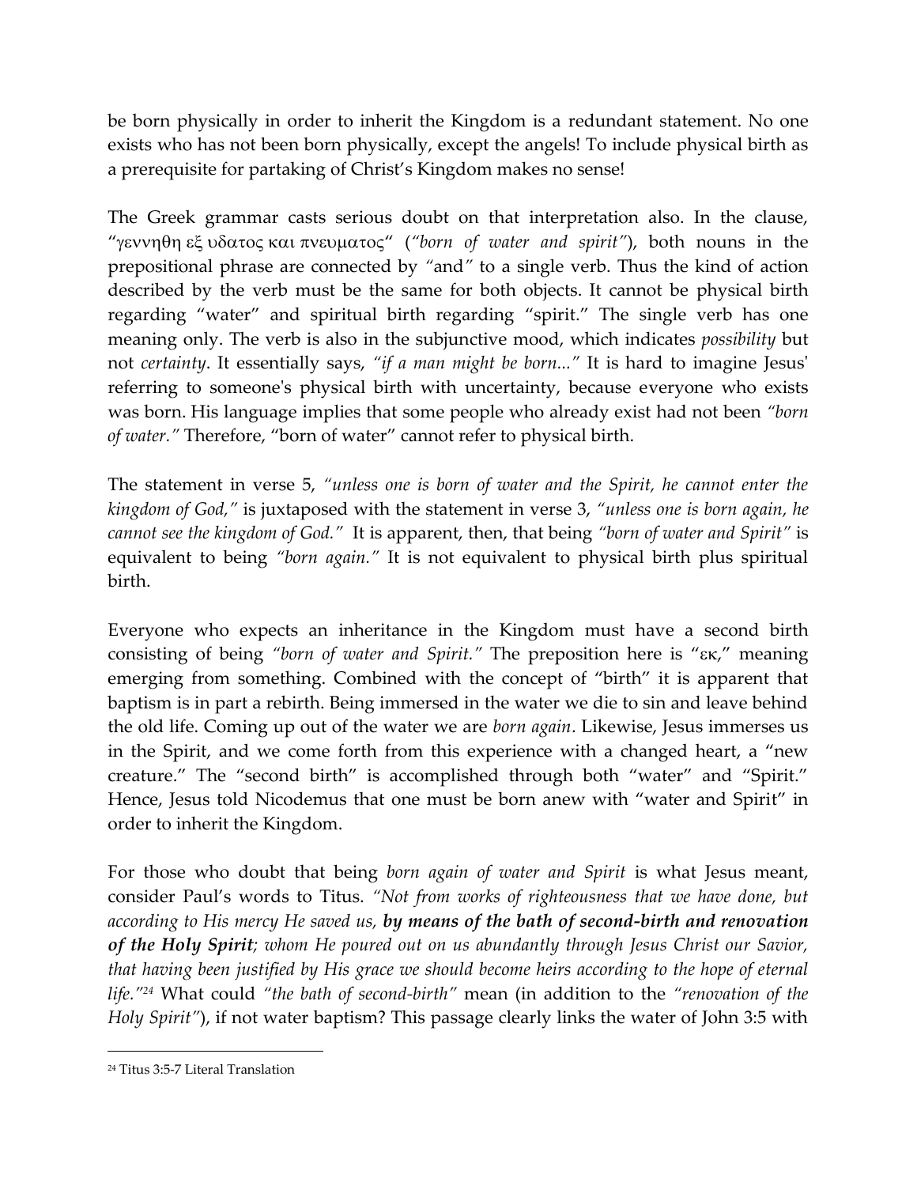be born physically in order to inherit the Kingdom is a redundant statement. No one exists who has not been born physically, except the angels! To include physical birth as a prerequisite for partaking of Christ's Kingdom makes no sense!

The Greek grammar casts serious doubt on that interpretation also. In the clause, "γεννηθη εξ υδατος και πνευματος" (*"born of water and spirit"*), both nouns in the prepositional phrase are connected by *"and"* to a single verb. Thus the kind of action described by the verb must be the same for both objects. It cannot be physical birth regarding "water" and spiritual birth regarding "spirit." The single verb has one meaning only. The verb is also in the subjunctive mood, which indicates *possibility* but not *certainty*. It essentially says, *"if a man might be born..."* It is hard to imagine Jesus' referring to someone's physical birth with uncertainty, because everyone who exists was born. His language implies that some people who already exist had not been *"born of water."* Therefore, "born of water" cannot refer to physical birth.

The statement in verse 5, *"unless one is born of water and the Spirit, he cannot enter the kingdom of God,"* is juxtaposed with the statement in verse 3, *"unless one is born again, he cannot see the kingdom of God."* It is apparent, then, that being *"born of water and Spirit"* is equivalent to being *"born again."* It is not equivalent to physical birth plus spiritual birth.

Everyone who expects an inheritance in the Kingdom must have a second birth consisting of being *"born of water and Spirit."* The preposition here is "εκ," meaning emerging from something. Combined with the concept of "birth" it is apparent that baptism is in part a rebirth. Being immersed in the water we die to sin and leave behind the old life. Coming up out of the water we are *born again*. Likewise, Jesus immerses us in the Spirit, and we come forth from this experience with a changed heart, a "new creature." The "second birth" is accomplished through both "water" and "Spirit." Hence, Jesus told Nicodemus that one must be born anew with "water and Spirit" in order to inherit the Kingdom.

For those who doubt that being *born again of water and Spirit* is what Jesus meant, consider Paul's words to Titus. *"Not from works of righteousness that we have done, but according to His mercy He saved us,* ***by means of the bath of second-birth and renovation of the Holy Spirit****; whom He poured out on us abundantly through Jesus Christ our Savior, that having been justified by His grace we should become heirs according to the hope of eternal life."*[24] What could *"the bath of second-birth"* mean (in addition to the *"renovation of the Holy Spirit"*), if not water baptism? This passage clearly links the water of John 3:5 with

---

[24] Titus 3:5-7 Literal Translation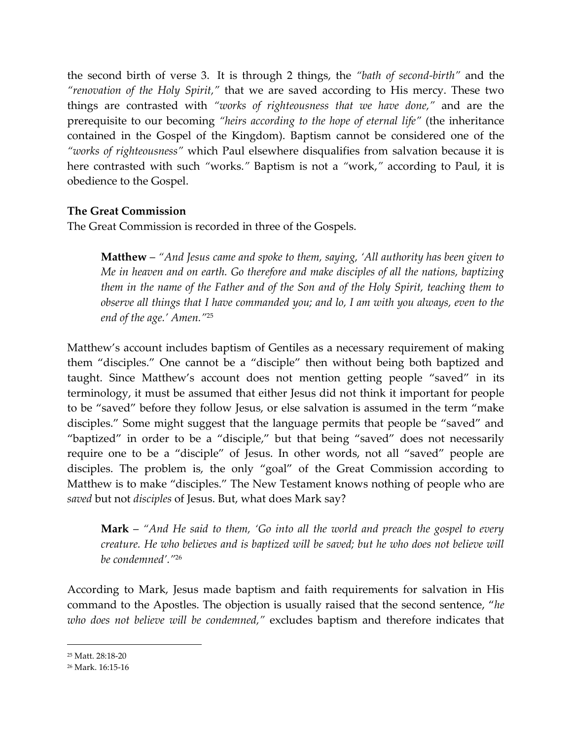the second birth of verse 3. It is through 2 things, the *"bath of second-birth"* and the *"renovation of the Holy Spirit,"* that we are saved according to His mercy. These two things are contrasted with *"works of righteousness that we have done,"* and are the prerequisite to our becoming *"heirs according to the hope of eternal life"* (the inheritance contained in the Gospel of the Kingdom). Baptism cannot be considered one of the *"works of righteousness"* which Paul elsewhere disqualifies from salvation because it is here contrasted with such "works." Baptism is not a "work," according to Paul, it is obedience to the Gospel.

**The Great Commission**

The Great Commission is recorded in three of the Gospels.

> **Matthew** – *"And Jesus came and spoke to them, saying, 'All authority has been given to Me in heaven and on earth. Go therefore and make disciples of all the nations, baptizing them in the name of the Father and of the Son and of the Holy Spirit, teaching them to observe all things that I have commanded you; and lo, I am with you always, even to the end of the age.' Amen."*[25]

Matthew's account includes baptism of Gentiles as a necessary requirement of making them "disciples." One cannot be a "disciple" then without being both baptized and taught. Since Matthew's account does not mention getting people "saved" in its terminology, it must be assumed that either Jesus did not think it important for people to be "saved" before they follow Jesus, or else salvation is assumed in the term "make disciples." Some might suggest that the language permits that people be "saved" and "baptized" in order to be a "disciple," but that being "saved" does not necessarily require one to be a "disciple" of Jesus. In other words, not all "saved" people are disciples. The problem is, the only "goal" of the Great Commission according to Matthew is to make "disciples." The New Testament knows nothing of people who are *saved* but not *disciples* of Jesus. But, what does Mark say?

> **Mark** – *"And He said to them, 'Go into all the world and preach the gospel to every creature. He who believes and is baptized will be saved; but he who does not believe will be condemned'."*[26]

According to Mark, Jesus made baptism and faith requirements for salvation in His command to the Apostles. The objection is usually raised that the second sentence, "*he who does not believe will be condemned,"* excludes baptism and therefore indicates that

---

[25] Matt. 28:18-20

[26] Mark. 16:15-16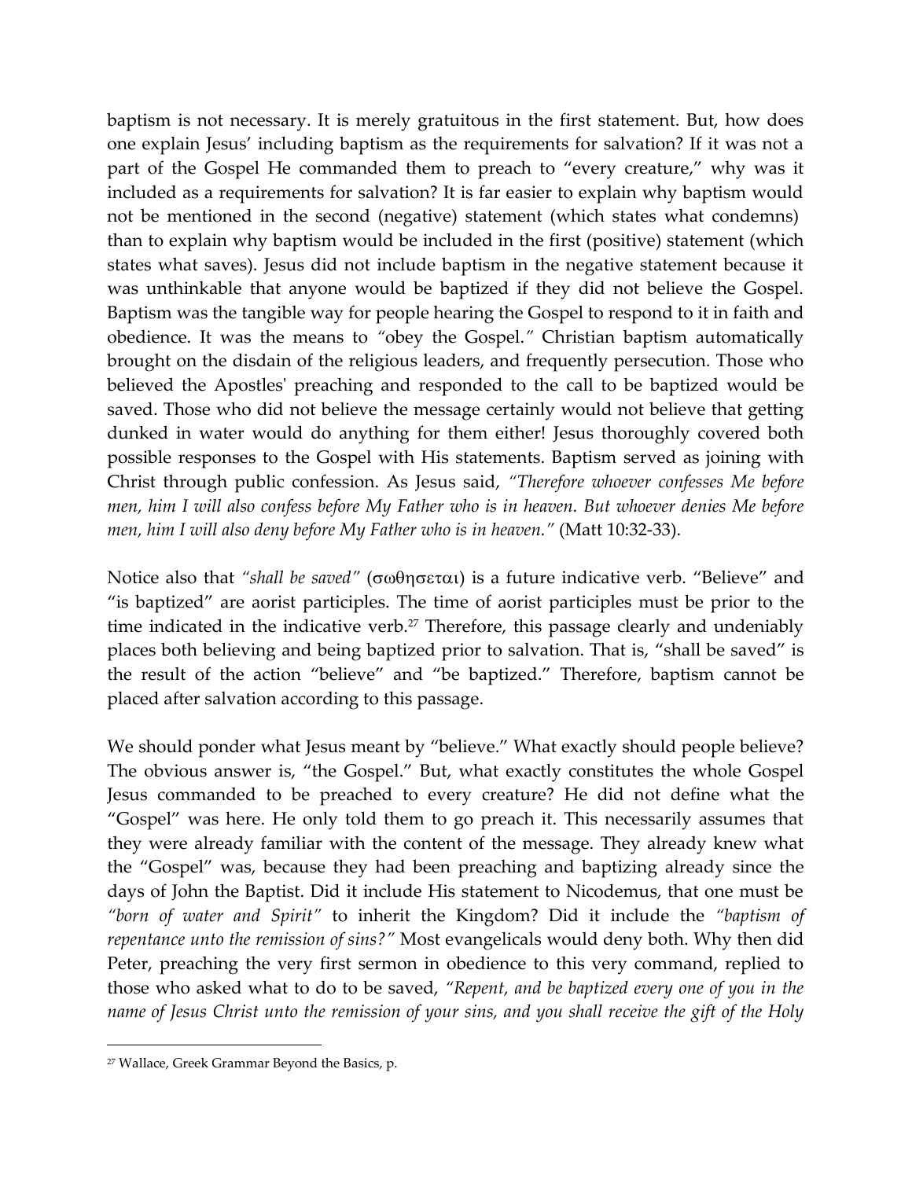baptism is not necessary. It is merely gratuitous in the first statement. But, how does one explain Jesus' including baptism as the requirements for salvation? If it was not a part of the Gospel He commanded them to preach to "every creature," why was it included as a requirements for salvation? It is far easier to explain why baptism would not be mentioned in the second (negative) statement (which states what condemns) than to explain why baptism would be included in the first (positive) statement (which states what saves). Jesus did not include baptism in the negative statement because it was unthinkable that anyone would be baptized if they did not believe the Gospel. Baptism was the tangible way for people hearing the Gospel to respond to it in faith and obedience. It was the means to "obey the Gospel." Christian baptism automatically brought on the disdain of the religious leaders, and frequently persecution. Those who believed the Apostles' preaching and responded to the call to be baptized would be saved. Those who did not believe the message certainly would not believe that getting dunked in water would do anything for them either! Jesus thoroughly covered both possible responses to the Gospel with His statements. Baptism served as joining with Christ through public confession. As Jesus said, *"Therefore whoever confesses Me before men, him I will also confess before My Father who is in heaven. But whoever denies Me before men, him I will also deny before My Father who is in heaven."* (Matt 10:32-33).

Notice also that *"shall be saved"* (σωθησεται) is a future indicative verb. "Believe" and "is baptized" are aorist participles. The time of aorist participles must be prior to the time indicated in the indicative verb.[27] Therefore, this passage clearly and undeniably places both believing and being baptized prior to salvation. That is, "shall be saved" is the result of the action "believe" and "be baptized." Therefore, baptism cannot be placed after salvation according to this passage.

We should ponder what Jesus meant by "believe." What exactly should people believe? The obvious answer is, "the Gospel." But, what exactly constitutes the whole Gospel Jesus commanded to be preached to every creature? He did not define what the "Gospel" was here. He only told them to go preach it. This necessarily assumes that they were already familiar with the content of the message. They already knew what the "Gospel" was, because they had been preaching and baptizing already since the days of John the Baptist. Did it include His statement to Nicodemus, that one must be *"born of water and Spirit"* to inherit the Kingdom? Did it include the *"baptism of repentance unto the remission of sins?"* Most evangelicals would deny both. Why then did Peter, preaching the very first sermon in obedience to this very command, replied to those who asked what to do to be saved, *"Repent, and be baptized every one of you in the name of Jesus Christ unto the remission of your sins, and you shall receive the gift of the Holy*

[27] Wallace, Greek Grammar Beyond the Basics, p.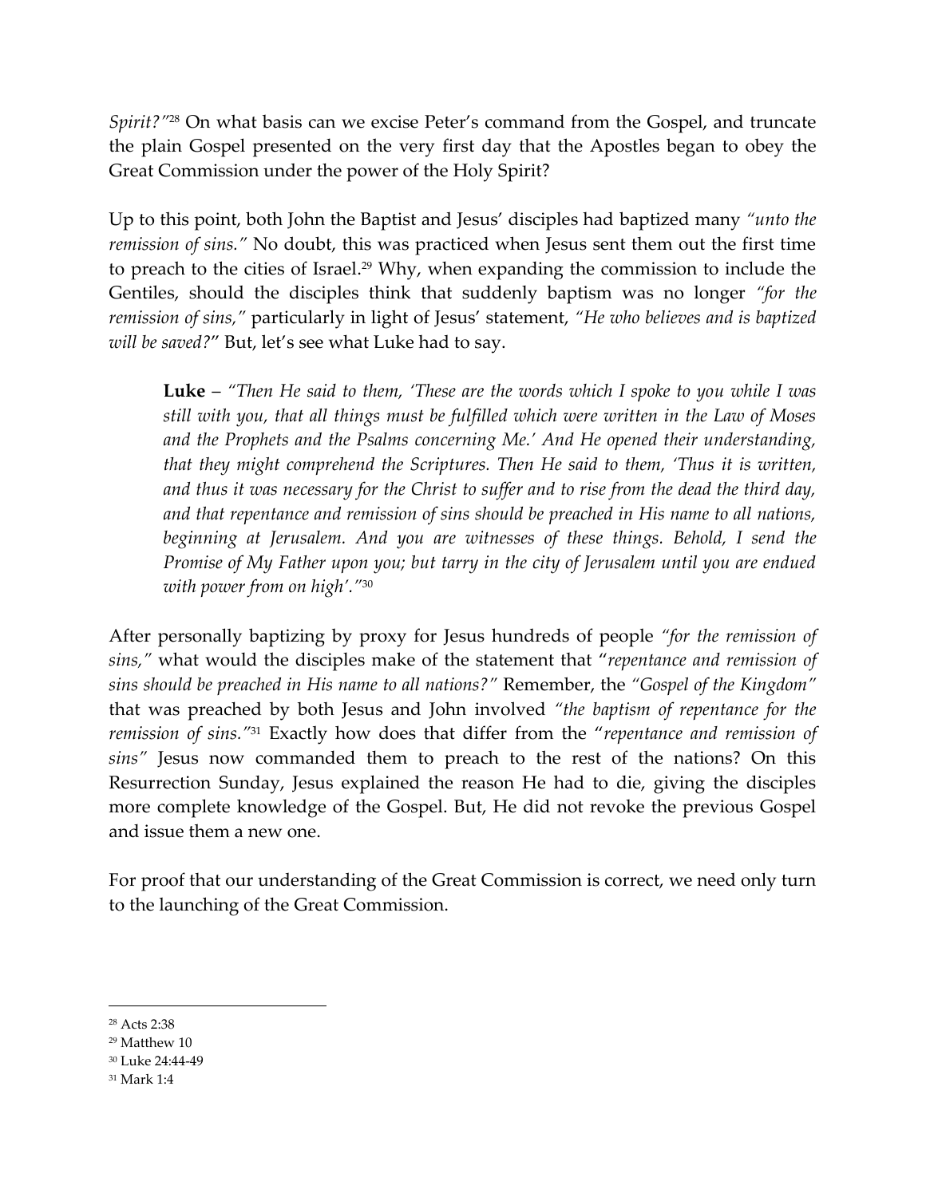*Spirit?"*[28] On what basis can we excise Peter's command from the Gospel, and truncate the plain Gospel presented on the very first day that the Apostles began to obey the Great Commission under the power of the Holy Spirit?

Up to this point, both John the Baptist and Jesus' disciples had baptized many *"unto the remission of sins."* No doubt, this was practiced when Jesus sent them out the first time to preach to the cities of Israel.[29] Why, when expanding the commission to include the Gentiles, should the disciples think that suddenly baptism was no longer *"for the remission of sins,"* particularly in light of Jesus' statement, *"He who believes and is baptized will be saved?"*" But, let's see what Luke had to say.

> **Luke** – *"Then He said to them, 'These are the words which I spoke to you while I was still with you, that all things must be fulfilled which were written in the Law of Moses and the Prophets and the Psalms concerning Me.' And He opened their understanding, that they might comprehend the Scriptures. Then He said to them, 'Thus it is written, and thus it was necessary for the Christ to suffer and to rise from the dead the third day, and that repentance and remission of sins should be preached in His name to all nations, beginning at Jerusalem. And you are witnesses of these things. Behold, I send the Promise of My Father upon you; but tarry in the city of Jerusalem until you are endued with power from on high'."*[30]

After personally baptizing by proxy for Jesus hundreds of people *"for the remission of sins,"* what would the disciples make of the statement that "*repentance and remission of sins should be preached in His name to all nations?"* Remember, the *"Gospel of the Kingdom"* that was preached by both Jesus and John involved *"the baptism of repentance for the remission of sins."*[31] Exactly how does that differ from the "*repentance and remission of sins"* Jesus now commanded them to preach to the rest of the nations? On this Resurrection Sunday, Jesus explained the reason He had to die, giving the disciples more complete knowledge of the Gospel. But, He did not revoke the previous Gospel and issue them a new one.

For proof that our understanding of the Great Commission is correct, we need only turn to the launching of the Great Commission.

---

[28] Acts 2:38
[29] Matthew 10
[30] Luke 24:44-49
[31] Mark 1:4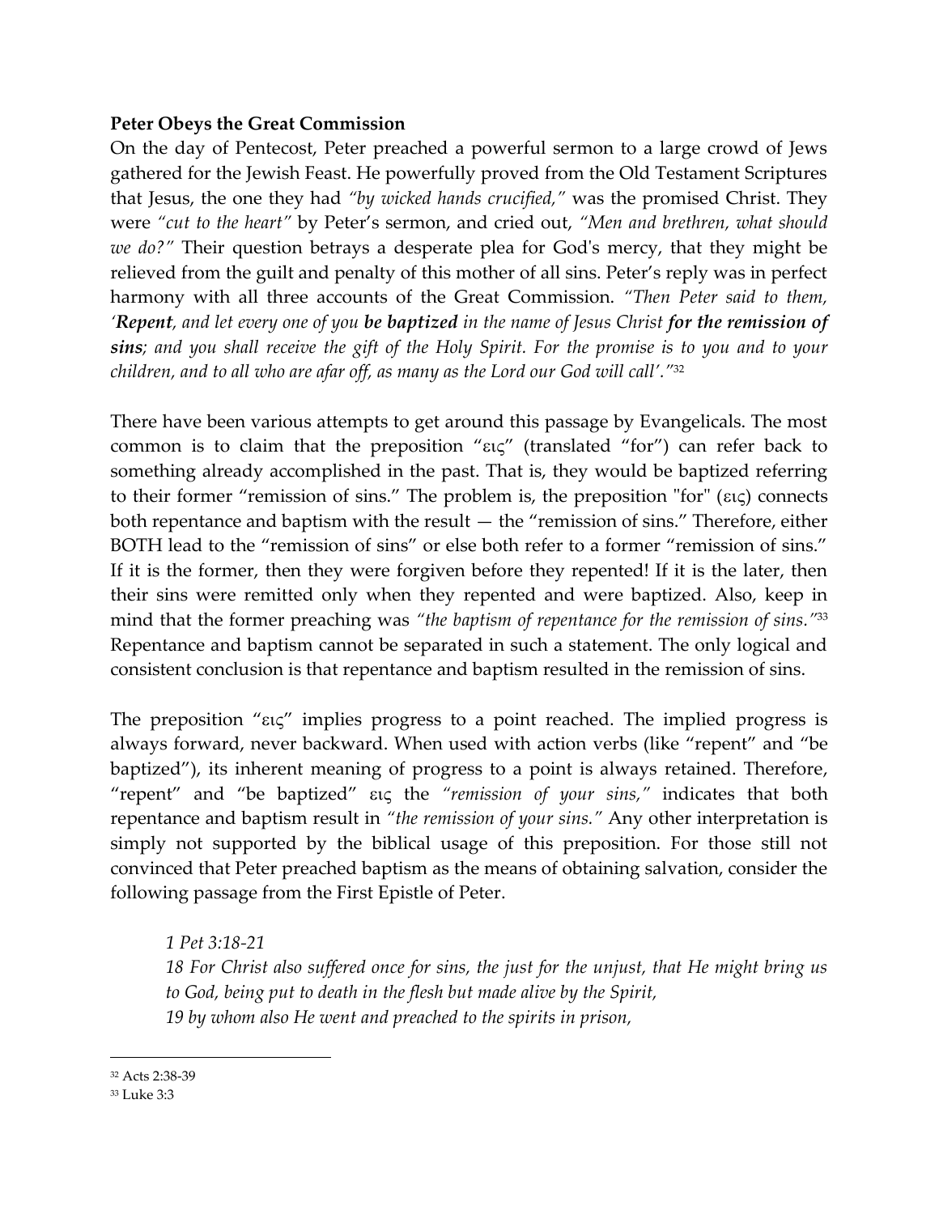**Peter Obeys the Great Commission**

On the day of Pentecost, Peter preached a powerful sermon to a large crowd of Jews gathered for the Jewish Feast. He powerfully proved from the Old Testament Scriptures that Jesus, the one they had *"by wicked hands crucified,"* was the promised Christ. They were *"cut to the heart"* by Peter's sermon, and cried out, *"Men and brethren, what should we do?"* Their question betrays a desperate plea for God's mercy, that they might be relieved from the guilt and penalty of this mother of all sins. Peter's reply was in perfect harmony with all three accounts of the Great Commission. *"Then Peter said to them, '**Repent**, and let every one of you **be baptized** in the name of Jesus Christ **for the remission of sins**; and you shall receive the gift of the Holy Spirit. For the promise is to you and to your children, and to all who are afar off, as many as the Lord our God will call'."*[32]

There have been various attempts to get around this passage by Evangelicals. The most common is to claim that the preposition "εις" (translated "for") can refer back to something already accomplished in the past. That is, they would be baptized referring to their former "remission of sins." The problem is, the preposition "for" (εις) connects both repentance and baptism with the result — the "remission of sins." Therefore, either BOTH lead to the "remission of sins" or else both refer to a former "remission of sins." If it is the former, then they were forgiven before they repented! If it is the later, then their sins were remitted only when they repented and were baptized. Also, keep in mind that the former preaching was *"the baptism of repentance for the remission of sins."*[33] Repentance and baptism cannot be separated in such a statement. The only logical and consistent conclusion is that repentance and baptism resulted in the remission of sins.

The preposition "εις" implies progress to a point reached. The implied progress is always forward, never backward. When used with action verbs (like "repent" and "be baptized"), its inherent meaning of progress to a point is always retained. Therefore, "repent" and "be baptized" εις the *"remission of your sins,"* indicates that both repentance and baptism result in *"the remission of your sins."* Any other interpretation is simply not supported by the biblical usage of this preposition. For those still not convinced that Peter preached baptism as the means of obtaining salvation, consider the following passage from the First Epistle of Peter.

> *1 Pet 3:18-21*
> *18 For Christ also suffered once for sins, the just for the unjust, that He might bring us to God, being put to death in the flesh but made alive by the Spirit,*
> *19 by whom also He went and preached to the spirits in prison,*

---

[32] Acts 2:38-39

[33] Luke 3:3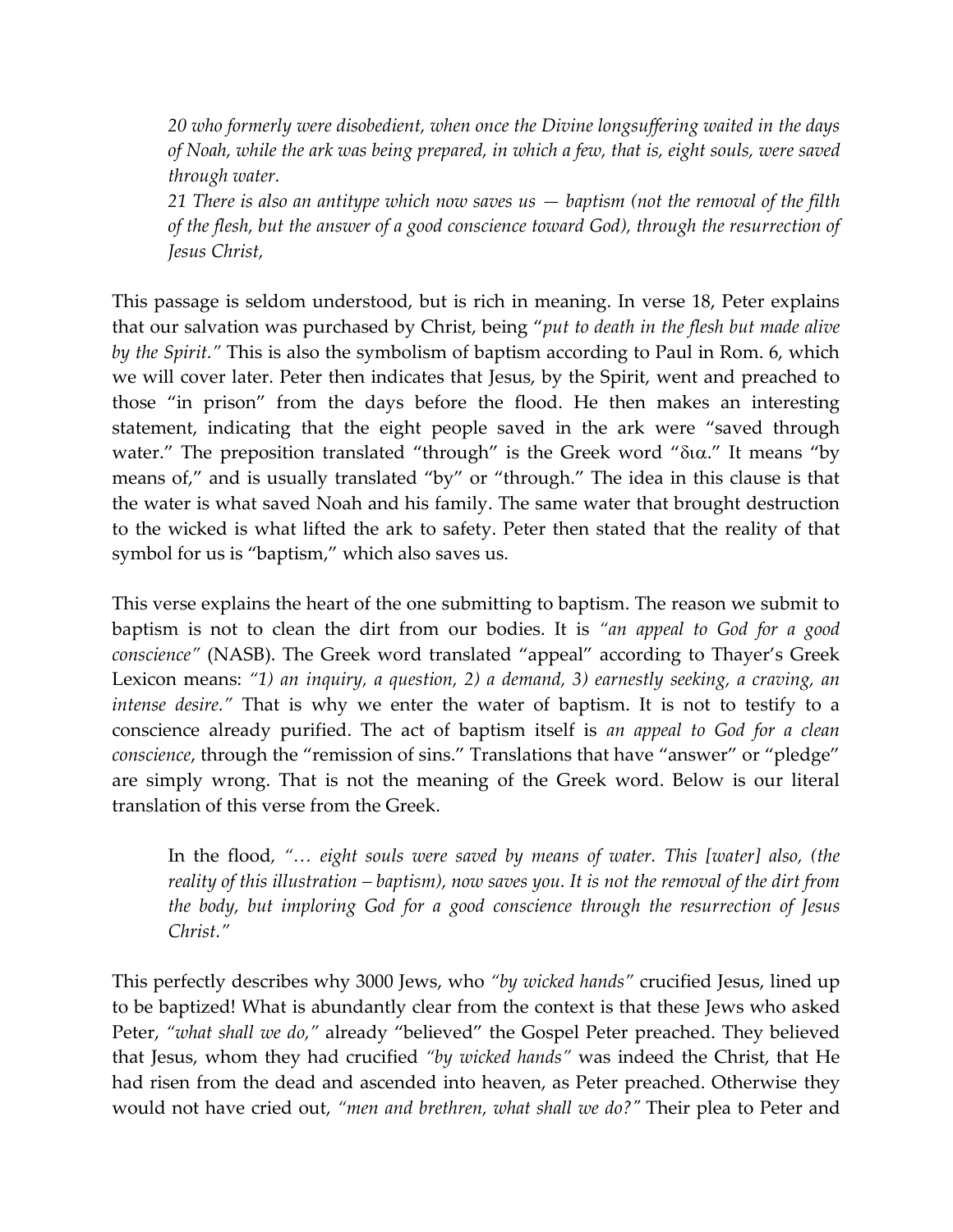> *20 who formerly were disobedient, when once the Divine longsuffering waited in the days of Noah, while the ark was being prepared, in which a few, that is, eight souls, were saved through water.*
> *21 There is also an antitype which now saves us — baptism (not the removal of the filth of the flesh, but the answer of a good conscience toward God), through the resurrection of Jesus Christ,*

This passage is seldom understood, but is rich in meaning. In verse 18, Peter explains that our salvation was purchased by Christ, being "*put to death in the flesh but made alive by the Spirit.*" This is also the symbolism of baptism according to Paul in Rom. 6, which we will cover later. Peter then indicates that Jesus, by the Spirit, went and preached to those "in prison" from the days before the flood. He then makes an interesting statement, indicating that the eight people saved in the ark were "saved through water." The preposition translated "through" is the Greek word "δια." It means "by means of," and is usually translated "by" or "through." The idea in this clause is that the water is what saved Noah and his family. The same water that brought destruction to the wicked is what lifted the ark to safety. Peter then stated that the reality of that symbol for us is "baptism," which also saves us.

This verse explains the heart of the one submitting to baptism. The reason we submit to baptism is not to clean the dirt from our bodies. It is *"an appeal to God for a good conscience"* (NASB). The Greek word translated "appeal" according to Thayer's Greek Lexicon means: *"1) an inquiry, a question, 2) a demand, 3) earnestly seeking, a craving, an intense desire."* That is why we enter the water of baptism. It is not to testify to a conscience already purified. The act of baptism itself is *an appeal to God for a clean conscience*, through the "remission of sins." Translations that have "answer" or "pledge" are simply wrong. That is not the meaning of the Greek word. Below is our literal translation of this verse from the Greek.

> In the flood, *"… eight souls were saved by means of water. This [water] also, (the reality of this illustration – baptism), now saves you. It is not the removal of the dirt from the body, but imploring God for a good conscience through the resurrection of Jesus Christ."*

This perfectly describes why 3000 Jews, who *"by wicked hands"* crucified Jesus, lined up to be baptized! What is abundantly clear from the context is that these Jews who asked Peter, *"what shall we do,"* already "believed" the Gospel Peter preached. They believed that Jesus, whom they had crucified *"by wicked hands"* was indeed the Christ, that He had risen from the dead and ascended into heaven, as Peter preached. Otherwise they would not have cried out, *"men and brethren, what shall we do?"* Their plea to Peter and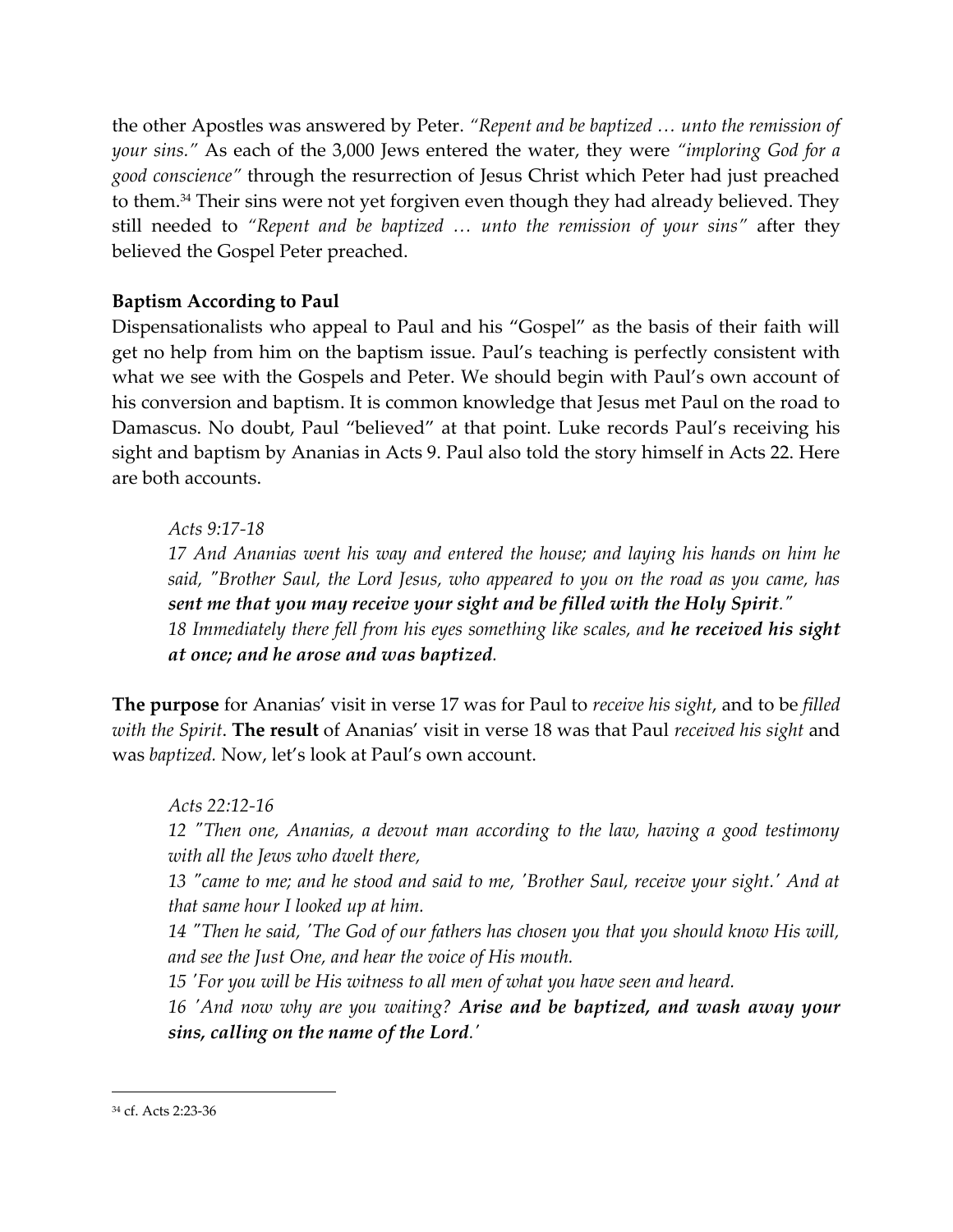the other Apostles was answered by Peter. *"Repent and be baptized … unto the remission of your sins."* As each of the 3,000 Jews entered the water, they were *"imploring God for a good conscience"* through the resurrection of Jesus Christ which Peter had just preached to them.[34] Their sins were not yet forgiven even though they had already believed. They still needed to *"Repent and be baptized … unto the remission of your sins"* after they believed the Gospel Peter preached.

**Baptism According to Paul**

Dispensationalists who appeal to Paul and his "Gospel" as the basis of their faith will get no help from him on the baptism issue. Paul's teaching is perfectly consistent with what we see with the Gospels and Peter. We should begin with Paul's own account of his conversion and baptism. It is common knowledge that Jesus met Paul on the road to Damascus. No doubt, Paul "believed" at that point. Luke records Paul's receiving his sight and baptism by Ananias in Acts 9. Paul also told the story himself in Acts 22. Here are both accounts.

> *Acts 9:17-18*
>
> *17 And Ananias went his way and entered the house; and laying his hands on him he said, "Brother Saul, the Lord Jesus, who appeared to you on the road as you came, has* ***sent me that you may receive your sight and be filled with the Holy Spirit****."*
>
> *18 Immediately there fell from his eyes something like scales, and* ***he received his sight at once; and he arose and was baptized****.*

**The purpose** for Ananias' visit in verse 17 was for Paul to *receive his sight*, and to be *filled with the Spirit*. **The result** of Ananias' visit in verse 18 was that Paul *received his sight* and was *baptized.* Now, let's look at Paul's own account.

> *Acts 22:12-16*
>
> *12 "Then one, Ananias, a devout man according to the law, having a good testimony with all the Jews who dwelt there,*
>
> *13 "came to me; and he stood and said to me, 'Brother Saul, receive your sight.' And at that same hour I looked up at him.*
>
> *14 "Then he said, 'The God of our fathers has chosen you that you should know His will, and see the Just One, and hear the voice of His mouth.*
>
> *15 'For you will be His witness to all men of what you have seen and heard.*
>
> *16 'And now why are you waiting?* ***Arise and be baptized, and wash away your sins, calling on the name of the Lord****.'*

[34] cf. Acts 2:23-36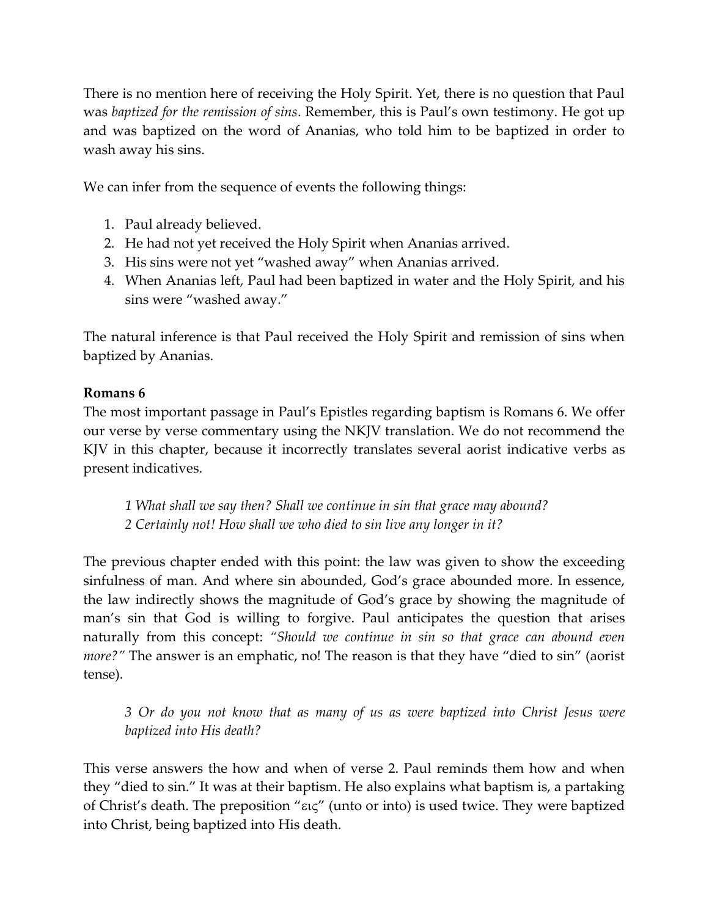There is no mention here of receiving the Holy Spirit. Yet, there is no question that Paul was *baptized for the remission of sins*. Remember, this is Paul's own testimony. He got up and was baptized on the word of Ananias, who told him to be baptized in order to wash away his sins.

We can infer from the sequence of events the following things:

1. Paul already believed.
2. He had not yet received the Holy Spirit when Ananias arrived.
3. His sins were not yet "washed away" when Ananias arrived.
4. When Ananias left, Paul had been baptized in water and the Holy Spirit, and his sins were "washed away."

The natural inference is that Paul received the Holy Spirit and remission of sins when baptized by Ananias.

**Romans 6**

The most important passage in Paul's Epistles regarding baptism is Romans 6. We offer our verse by verse commentary using the NKJV translation. We do not recommend the KJV in this chapter, because it incorrectly translates several aorist indicative verbs as present indicatives.

> *1 What shall we say then? Shall we continue in sin that grace may abound?*
> *2 Certainly not! How shall we who died to sin live any longer in it?*

The previous chapter ended with this point: the law was given to show the exceeding sinfulness of man. And where sin abounded, God's grace abounded more. In essence, the law indirectly shows the magnitude of God's grace by showing the magnitude of man's sin that God is willing to forgive. Paul anticipates the question that arises naturally from this concept: *"Should we continue in sin so that grace can abound even more?"* The answer is an emphatic, no! The reason is that they have "died to sin" (aorist tense).

> *3 Or do you not know that as many of us as were baptized into Christ Jesus were baptized into His death?*

This verse answers the how and when of verse 2. Paul reminds them how and when they "died to sin." It was at their baptism. He also explains what baptism is, a partaking of Christ's death. The preposition "εις" (unto or into) is used twice. They were baptized into Christ, being baptized into His death.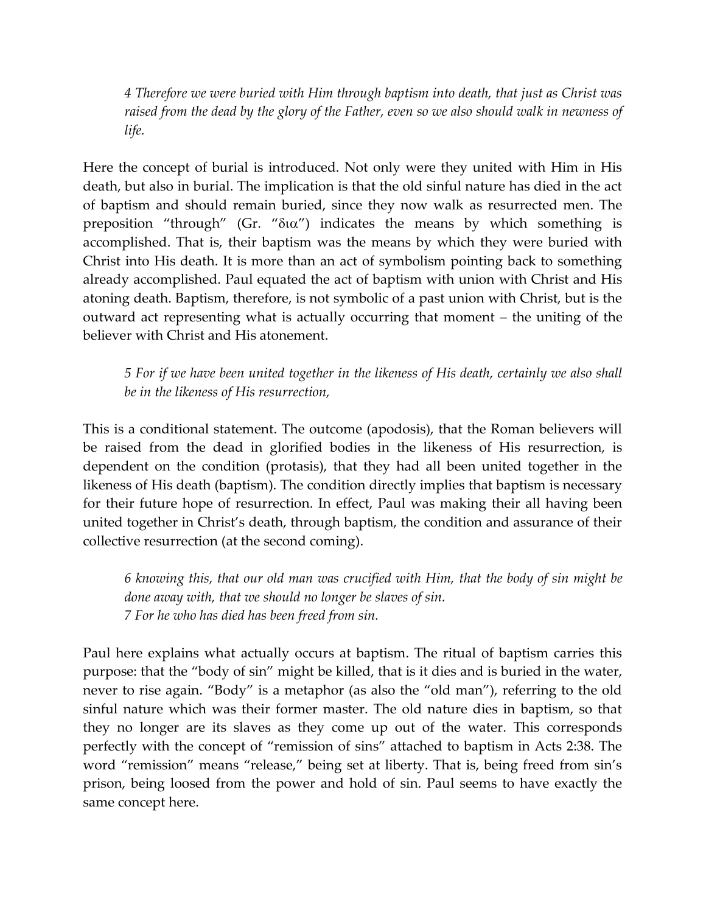*4 Therefore we were buried with Him through baptism into death, that just as Christ was raised from the dead by the glory of the Father, even so we also should walk in newness of life.*

Here the concept of burial is introduced. Not only were they united with Him in His death, but also in burial. The implication is that the old sinful nature has died in the act of baptism and should remain buried, since they now walk as resurrected men. The preposition "through" (Gr. "δια") indicates the means by which something is accomplished. That is, their baptism was the means by which they were buried with Christ into His death. It is more than an act of symbolism pointing back to something already accomplished. Paul equated the act of baptism with union with Christ and His atoning death. Baptism, therefore, is not symbolic of a past union with Christ, but is the outward act representing what is actually occurring that moment – the uniting of the believer with Christ and His atonement.

*5 For if we have been united together in the likeness of His death, certainly we also shall be in the likeness of His resurrection,*

This is a conditional statement. The outcome (apodosis), that the Roman believers will be raised from the dead in glorified bodies in the likeness of His resurrection, is dependent on the condition (protasis), that they had all been united together in the likeness of His death (baptism). The condition directly implies that baptism is necessary for their future hope of resurrection. In effect, Paul was making their all having been united together in Christ's death, through baptism, the condition and assurance of their collective resurrection (at the second coming).

*6 knowing this, that our old man was crucified with Him, that the body of sin might be done away with, that we should no longer be slaves of sin.*
*7 For he who has died has been freed from sin.*

Paul here explains what actually occurs at baptism. The ritual of baptism carries this purpose: that the "body of sin" might be killed, that is it dies and is buried in the water, never to rise again. "Body" is a metaphor (as also the "old man"), referring to the old sinful nature which was their former master. The old nature dies in baptism, so that they no longer are its slaves as they come up out of the water. This corresponds perfectly with the concept of "remission of sins" attached to baptism in Acts 2:38. The word "remission" means "release," being set at liberty. That is, being freed from sin's prison, being loosed from the power and hold of sin. Paul seems to have exactly the same concept here.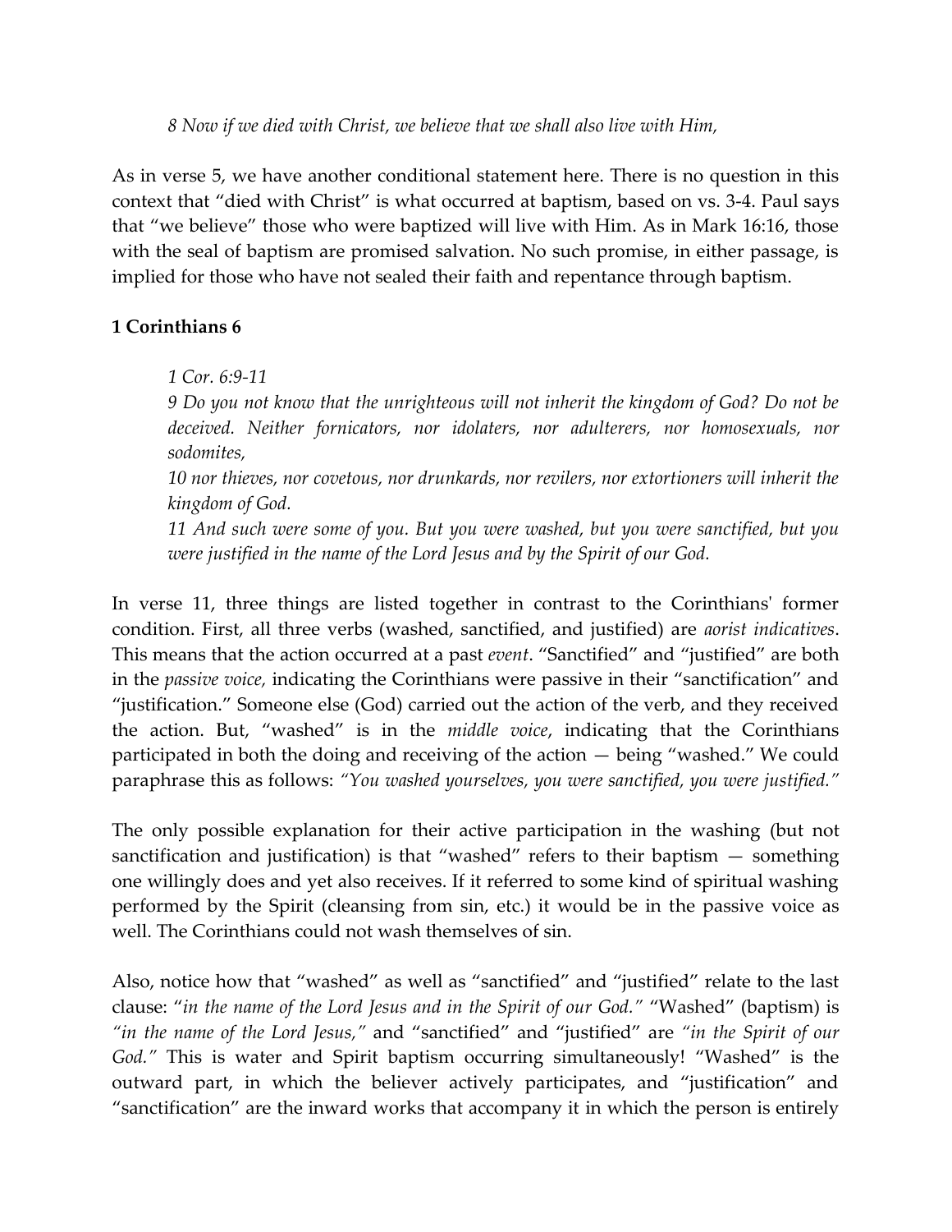*8 Now if we died with Christ, we believe that we shall also live with Him,*

As in verse 5, we have another conditional statement here. There is no question in this context that "died with Christ" is what occurred at baptism, based on vs. 3-4. Paul says that "we believe" those who were baptized will live with Him. As in Mark 16:16, those with the seal of baptism are promised salvation. No such promise, in either passage, is implied for those who have not sealed their faith and repentance through baptism.

**1 Corinthians 6**

*1 Cor. 6:9-11*

*9 Do you not know that the unrighteous will not inherit the kingdom of God? Do not be deceived. Neither fornicators, nor idolaters, nor adulterers, nor homosexuals, nor sodomites,*

*10 nor thieves, nor covetous, nor drunkards, nor revilers, nor extortioners will inherit the kingdom of God.*

*11 And such were some of you. But you were washed, but you were sanctified, but you were justified in the name of the Lord Jesus and by the Spirit of our God.*

In verse 11, three things are listed together in contrast to the Corinthians' former condition. First, all three verbs (washed, sanctified, and justified) are *aorist indicatives*. This means that the action occurred at a past *event*. "Sanctified" and "justified" are both in the *passive voice,* indicating the Corinthians were passive in their "sanctification" and "justification." Someone else (God) carried out the action of the verb, and they received the action. But, "washed" is in the *middle voice*, indicating that the Corinthians participated in both the doing and receiving of the action — being "washed." We could paraphrase this as follows: *"You washed yourselves, you were sanctified, you were justified."*

The only possible explanation for their active participation in the washing (but not sanctification and justification) is that "washed" refers to their baptism — something one willingly does and yet also receives. If it referred to some kind of spiritual washing performed by the Spirit (cleansing from sin, etc.) it would be in the passive voice as well. The Corinthians could not wash themselves of sin.

Also, notice how that "washed" as well as "sanctified" and "justified" relate to the last clause: "*in the name of the Lord Jesus and in the Spirit of our God."* "Washed" (baptism) is *"in the name of the Lord Jesus,"* and "sanctified" and "justified" are *"in the Spirit of our God."* This is water and Spirit baptism occurring simultaneously! "Washed" is the outward part, in which the believer actively participates, and "justification" and "sanctification" are the inward works that accompany it in which the person is entirely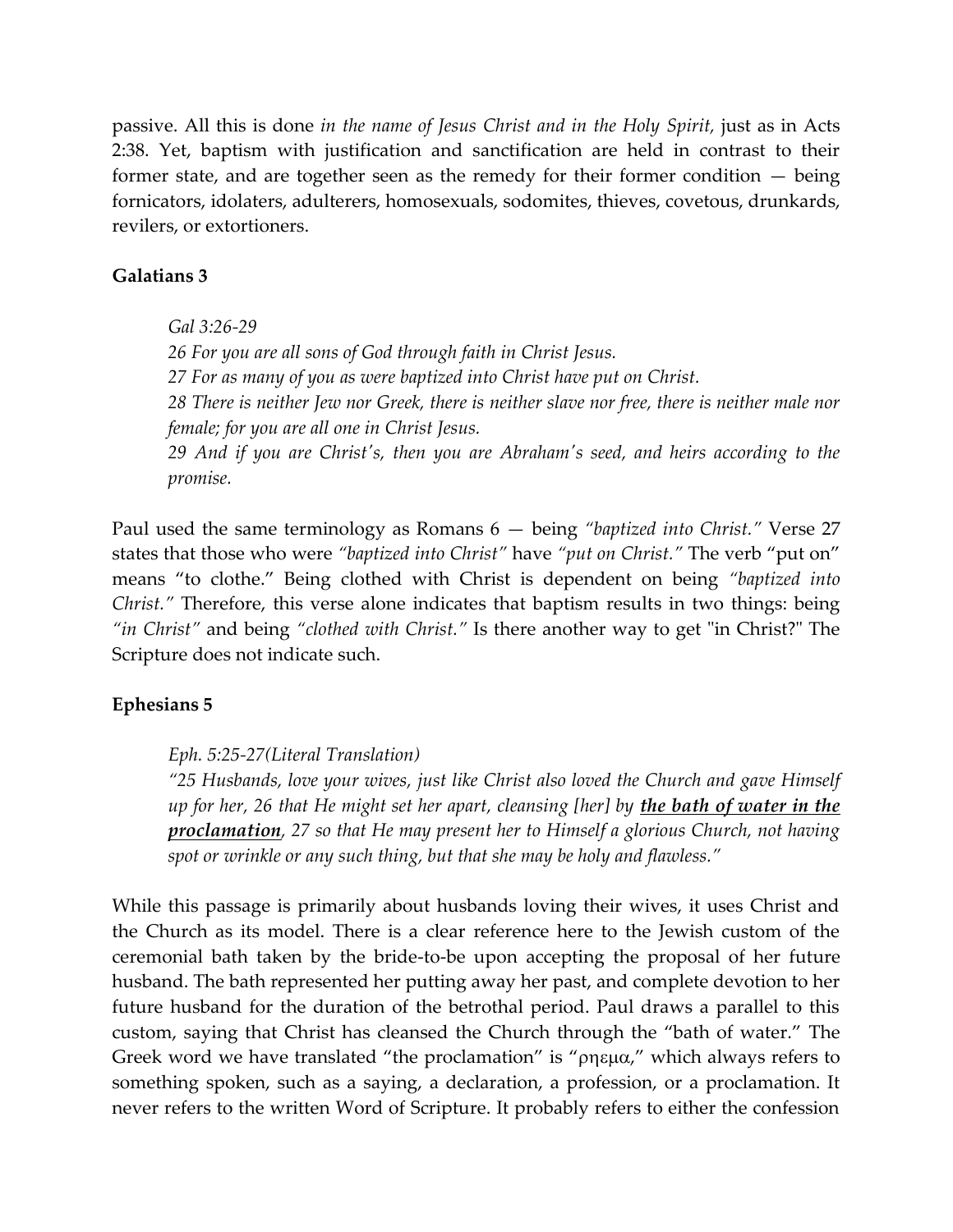passive. All this is done *in the name of Jesus Christ and in the Holy Spirit,* just as in Acts 2:38. Yet, baptism with justification and sanctification are held in contrast to their former state, and are together seen as the remedy for their former condition — being fornicators, idolaters, adulterers, homosexuals, sodomites, thieves, covetous, drunkards, revilers, or extortioners.

**Galatians 3**

> *Gal 3:26-29*
> *26 For you are all sons of God through faith in Christ Jesus.*
> *27 For as many of you as were baptized into Christ have put on Christ.*
> *28 There is neither Jew nor Greek, there is neither slave nor free, there is neither male nor female; for you are all one in Christ Jesus.*
> *29 And if you are Christ's, then you are Abraham's seed, and heirs according to the promise.*

Paul used the same terminology as Romans 6 — being *"baptized into Christ."* Verse 27 states that those who were *"baptized into Christ"* have *"put on Christ."* The verb "put on" means "to clothe." Being clothed with Christ is dependent on being *"baptized into Christ."* Therefore, this verse alone indicates that baptism results in two things: being *"in Christ"* and being *"clothed with Christ."* Is there another way to get "in Christ?" The Scripture does not indicate such.

**Ephesians 5**

> *Eph. 5:25-27(Literal Translation)*
> *"25 Husbands, love your wives, just like Christ also loved the Church and gave Himself up for her, 26 that He might set her apart, cleansing [her] by* ***<u>the bath of water in the proclamation</u>****, 27 so that He may present her to Himself a glorious Church, not having spot or wrinkle or any such thing, but that she may be holy and flawless."*

While this passage is primarily about husbands loving their wives, it uses Christ and the Church as its model. There is a clear reference here to the Jewish custom of the ceremonial bath taken by the bride-to-be upon accepting the proposal of her future husband. The bath represented her putting away her past, and complete devotion to her future husband for the duration of the betrothal period. Paul draws a parallel to this custom, saying that Christ has cleansed the Church through the "bath of water." The Greek word we have translated "the proclamation" is "ρηεμα," which always refers to something spoken, such as a saying, a declaration, a profession, or a proclamation. It never refers to the written Word of Scripture. It probably refers to either the confession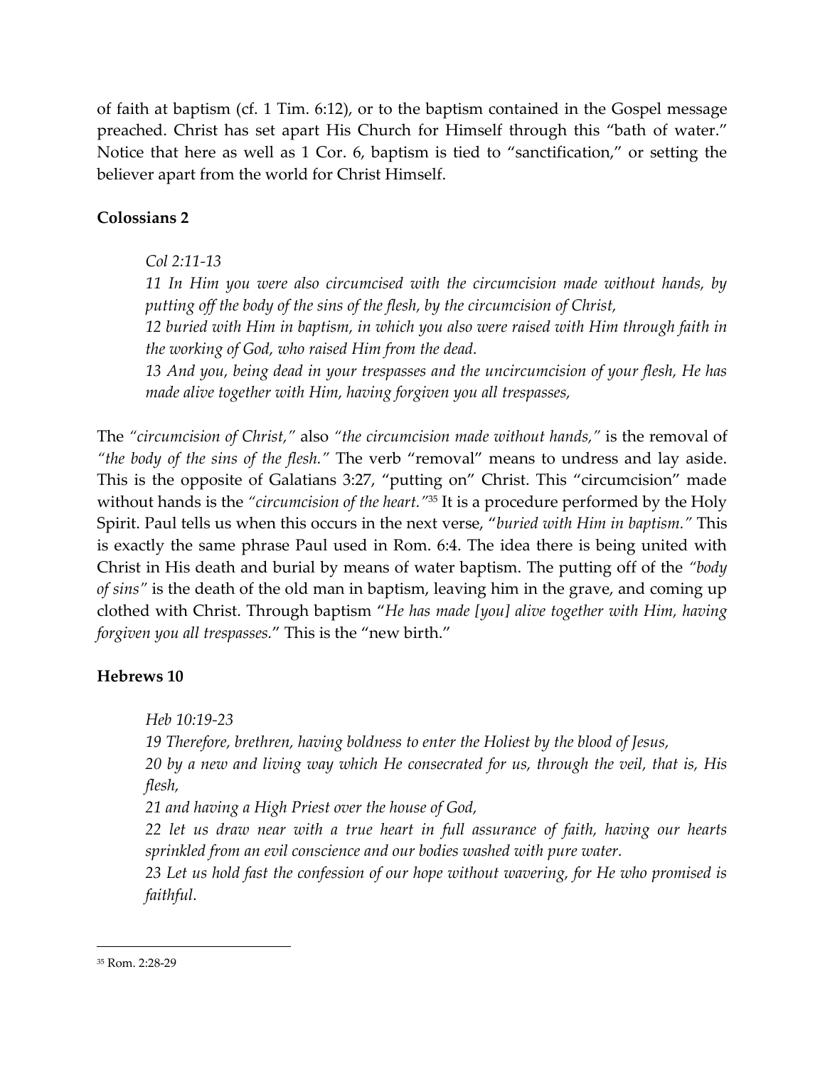of faith at baptism (cf. 1 Tim. 6:12), or to the baptism contained in the Gospel message preached. Christ has set apart His Church for Himself through this "bath of water." Notice that here as well as 1 Cor. 6, baptism is tied to "sanctification," or setting the believer apart from the world for Christ Himself.

**Colossians 2**

> *Col 2:11-13*
>
> *11 In Him you were also circumcised with the circumcision made without hands, by putting off the body of the sins of the flesh, by the circumcision of Christ,*
>
> *12 buried with Him in baptism, in which you also were raised with Him through faith in the working of God, who raised Him from the dead.*
>
> *13 And you, being dead in your trespasses and the uncircumcision of your flesh, He has made alive together with Him, having forgiven you all trespasses,*

The *"circumcision of Christ,"* also *"the circumcision made without hands,"* is the removal of *"the body of the sins of the flesh."* The verb "removal" means to undress and lay aside. This is the opposite of Galatians 3:27, "putting on" Christ. This "circumcision" made without hands is the *"circumcision of the heart."*[35] It is a procedure performed by the Holy Spirit. Paul tells us when this occurs in the next verse, "*buried with Him in baptism."* This is exactly the same phrase Paul used in Rom. 6:4. The idea there is being united with Christ in His death and burial by means of water baptism. The putting off of the *"body of sins"* is the death of the old man in baptism, leaving him in the grave, and coming up clothed with Christ. Through baptism "*He has made [you] alive together with Him, having forgiven you all trespasses.*" This is the "new birth."

**Hebrews 10**

> *Heb 10:19-23*
>
> *19 Therefore, brethren, having boldness to enter the Holiest by the blood of Jesus,*
>
> *20 by a new and living way which He consecrated for us, through the veil, that is, His flesh,*
>
> *21 and having a High Priest over the house of God,*
>
> *22 let us draw near with a true heart in full assurance of faith, having our hearts sprinkled from an evil conscience and our bodies washed with pure water.*
>
> *23 Let us hold fast the confession of our hope without wavering, for He who promised is faithful.*

---

[35] Rom. 2:28-29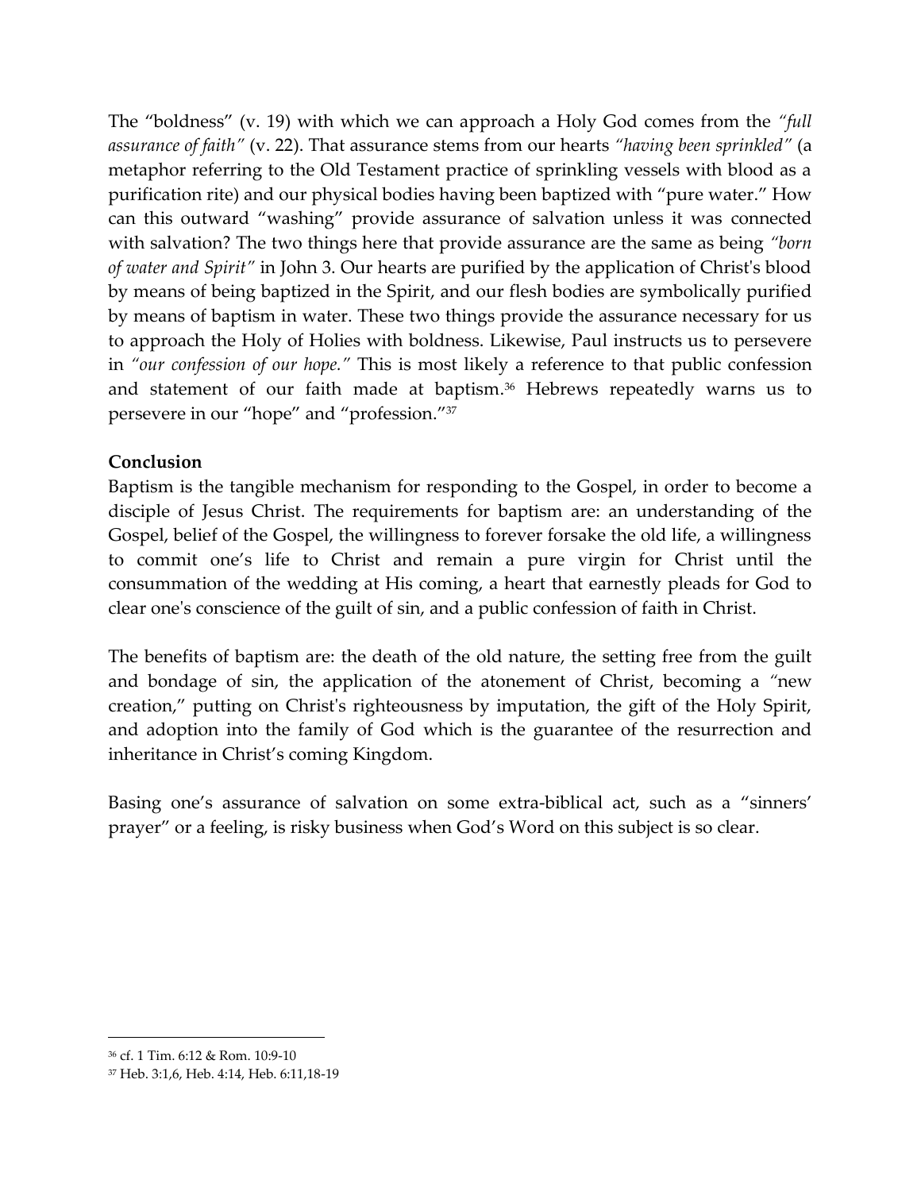The "boldness" (v. 19) with which we can approach a Holy God comes from the *"full assurance of faith"* (v. 22). That assurance stems from our hearts *"having been sprinkled"* (a metaphor referring to the Old Testament practice of sprinkling vessels with blood as a purification rite) and our physical bodies having been baptized with "pure water." How can this outward "washing" provide assurance of salvation unless it was connected with salvation? The two things here that provide assurance are the same as being *"born of water and Spirit"* in John 3. Our hearts are purified by the application of Christ's blood by means of being baptized in the Spirit, and our flesh bodies are symbolically purified by means of baptism in water. These two things provide the assurance necessary for us to approach the Holy of Holies with boldness. Likewise, Paul instructs us to persevere in *"our confession of our hope."* This is most likely a reference to that public confession and statement of our faith made at baptism.[36] Hebrews repeatedly warns us to persevere in our "hope" and "profession."[37]

**Conclusion**

Baptism is the tangible mechanism for responding to the Gospel, in order to become a disciple of Jesus Christ. The requirements for baptism are: an understanding of the Gospel, belief of the Gospel, the willingness to forever forsake the old life, a willingness to commit one's life to Christ and remain a pure virgin for Christ until the consummation of the wedding at His coming, a heart that earnestly pleads for God to clear one's conscience of the guilt of sin, and a public confession of faith in Christ.

The benefits of baptism are: the death of the old nature, the setting free from the guilt and bondage of sin, the application of the atonement of Christ, becoming a "new creation," putting on Christ's righteousness by imputation, the gift of the Holy Spirit, and adoption into the family of God which is the guarantee of the resurrection and inheritance in Christ's coming Kingdom.

Basing one's assurance of salvation on some extra-biblical act, such as a "sinners' prayer" or a feeling, is risky business when God's Word on this subject is so clear.

---

[36] cf. 1 Tim. 6:12 & Rom. 10:9-10

[37] Heb. 3:1,6, Heb. 4:14, Heb. 6:11,18-19